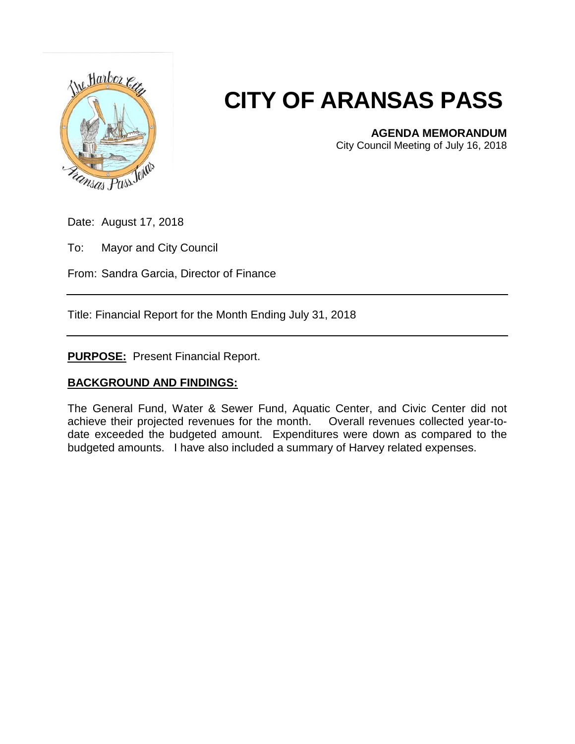# CITY OF ARANSAS PASS

**AGENDA MEMORANDUM**
City Council Meeting of July 16, 2018

Date: August 17, 2018

To: Mayor and City Council

From: Sandra Garcia, Director of Finance

---

Title: Financial Report for the Month Ending July 31, 2018

---

**PURPOSE:** Present Financial Report.

**BACKGROUND AND FINDINGS:**

The General Fund, Water & Sewer Fund, Aquatic Center, and Civic Center did not achieve their projected revenues for the month. Overall revenues collected year-to-date exceeded the budgeted amount. Expenditures were down as compared to the budgeted amounts. I have also included a summary of Harvey related expenses.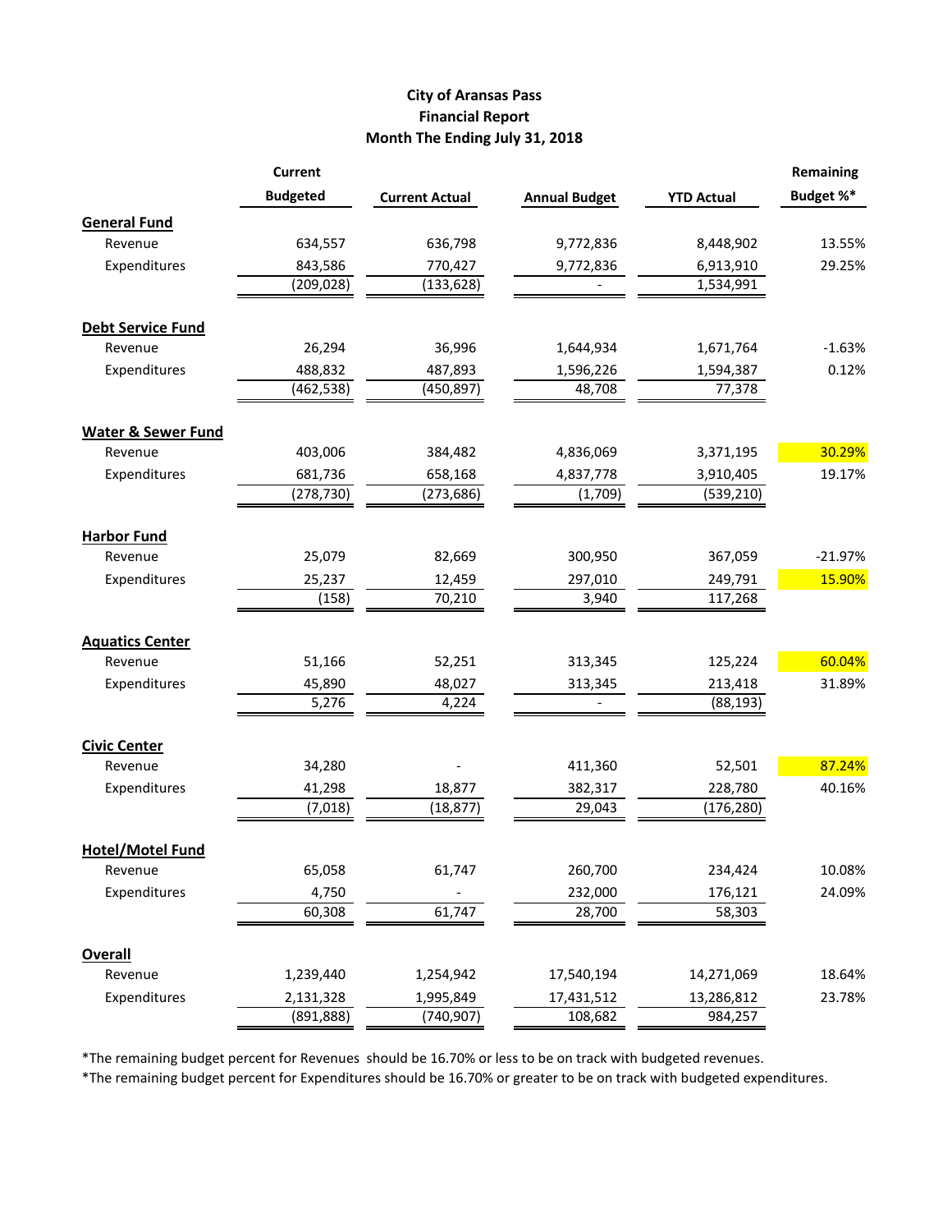# City of Aransas Pass
## Financial Report
## Month The Ending July 31, 2018

| | Current Budgeted | Current Actual | Annual Budget | YTD Actual | Remaining Budget %* |
|---|---|---|---|---|---|
| **General Fund** | | | | | |
| Revenue | 634,557 | 636,798 | 9,772,836 | 8,448,902 | 13.55% |
| Expenditures | 843,586 | 770,427 | 9,772,836 | 6,913,910 | 29.25% |
| | (209,028) | (133,628) | - | 1,534,991 | |
| **Debt Service Fund** | | | | | |
| Revenue | 26,294 | 36,996 | 1,644,934 | 1,671,764 | -1.63% |
| Expenditures | 488,832 | 487,893 | 1,596,226 | 1,594,387 | 0.12% |
| | (462,538) | (450,897) | 48,708 | 77,378 | |
| **Water & Sewer Fund** | | | | | |
| Revenue | 403,006 | 384,482 | 4,836,069 | 3,371,195 | 30.29% |
| Expenditures | 681,736 | 658,168 | 4,837,778 | 3,910,405 | 19.17% |
| | (278,730) | (273,686) | (1,709) | (539,210) | |
| **Harbor Fund** | | | | | |
| Revenue | 25,079 | 82,669 | 300,950 | 367,059 | -21.97% |
| Expenditures | 25,237 | 12,459 | 297,010 | 249,791 | 15.90% |
| | (158) | 70,210 | 3,940 | 117,268 | |
| **Aquatics Center** | | | | | |
| Revenue | 51,166 | 52,251 | 313,345 | 125,224 | 60.04% |
| Expenditures | 45,890 | 48,027 | 313,345 | 213,418 | 31.89% |
| | 5,276 | 4,224 | - | (88,193) | |
| **Civic Center** | | | | | |
| Revenue | 34,280 | - | 411,360 | 52,501 | 87.24% |
| Expenditures | 41,298 | 18,877 | 382,317 | 228,780 | 40.16% |
| | (7,018) | (18,877) | 29,043 | (176,280) | |
| **Hotel/Motel Fund** | | | | | |
| Revenue | 65,058 | 61,747 | 260,700 | 234,424 | 10.08% |
| Expenditures | 4,750 | - | 232,000 | 176,121 | 24.09% |
| | 60,308 | 61,747 | 28,700 | 58,303 | |
| **Overall** | | | | | |
| Revenue | 1,239,440 | 1,254,942 | 17,540,194 | 14,271,069 | 18.64% |
| Expenditures | 2,131,328 | 1,995,849 | 17,431,512 | 13,286,812 | 23.78% |
| | (891,888) | (740,907) | 108,682 | 984,257 | |

*The remaining budget percent for Revenues should be 16.70% or less to be on track with budgeted revenues.

*The remaining budget percent for Expenditures should be 16.70% or greater to be on track with budgeted expenditures.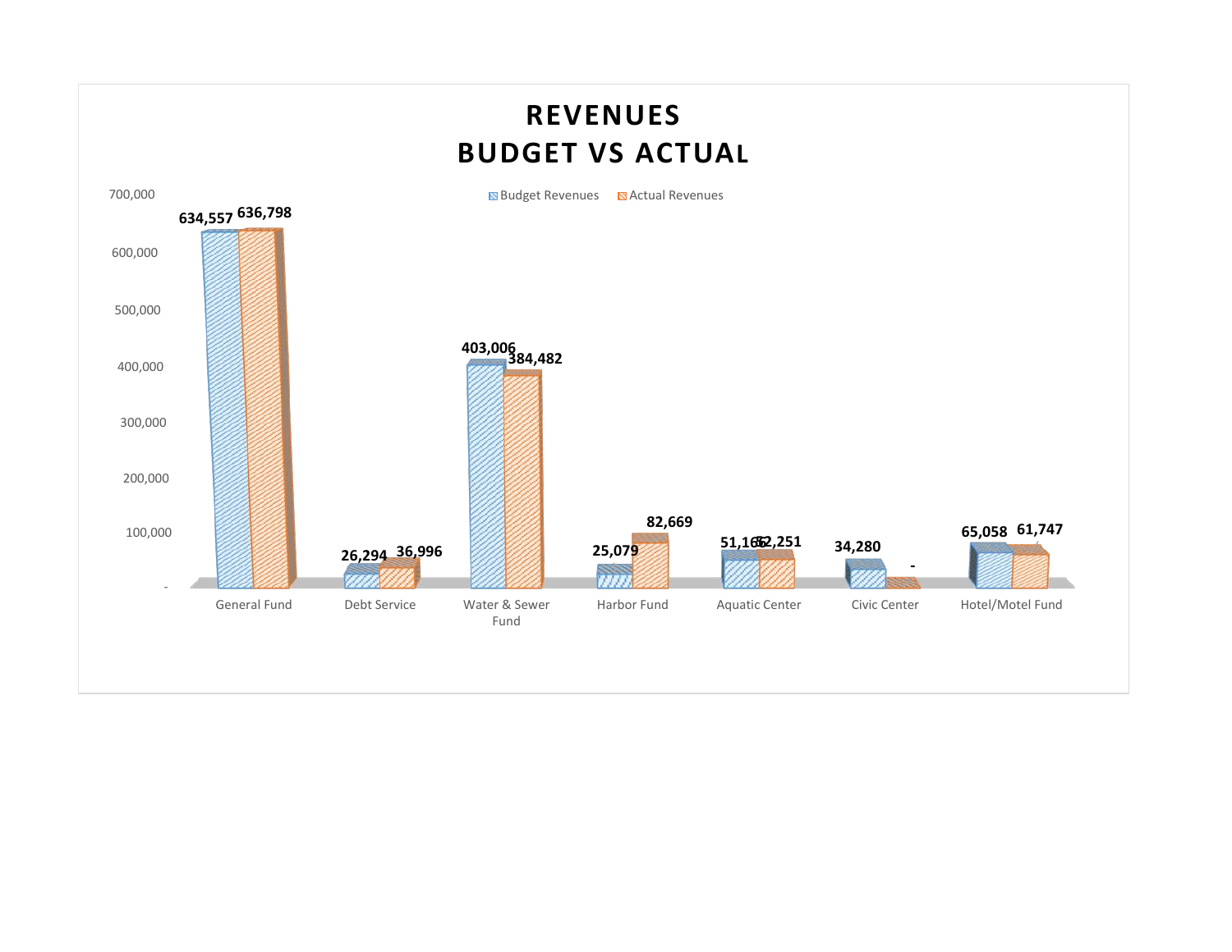# REVENUES
# BUDGET VS ACTUAL

| | Budget Revenues | Actual Revenues |
|---|---|---|
| General Fund | 634,557 | 636,798 |
| Debt Service | 26,294 | 36,996 |
| Water & Sewer Fund | 403,006 | 384,482 |
| Harbor Fund | 25,079 | 82,669 |
| Aquatic Center | 51,166 | 52,251 |
| Civic Center | 34,280 | - |
| Hotel/Motel Fund | 65,058 | 61,747 |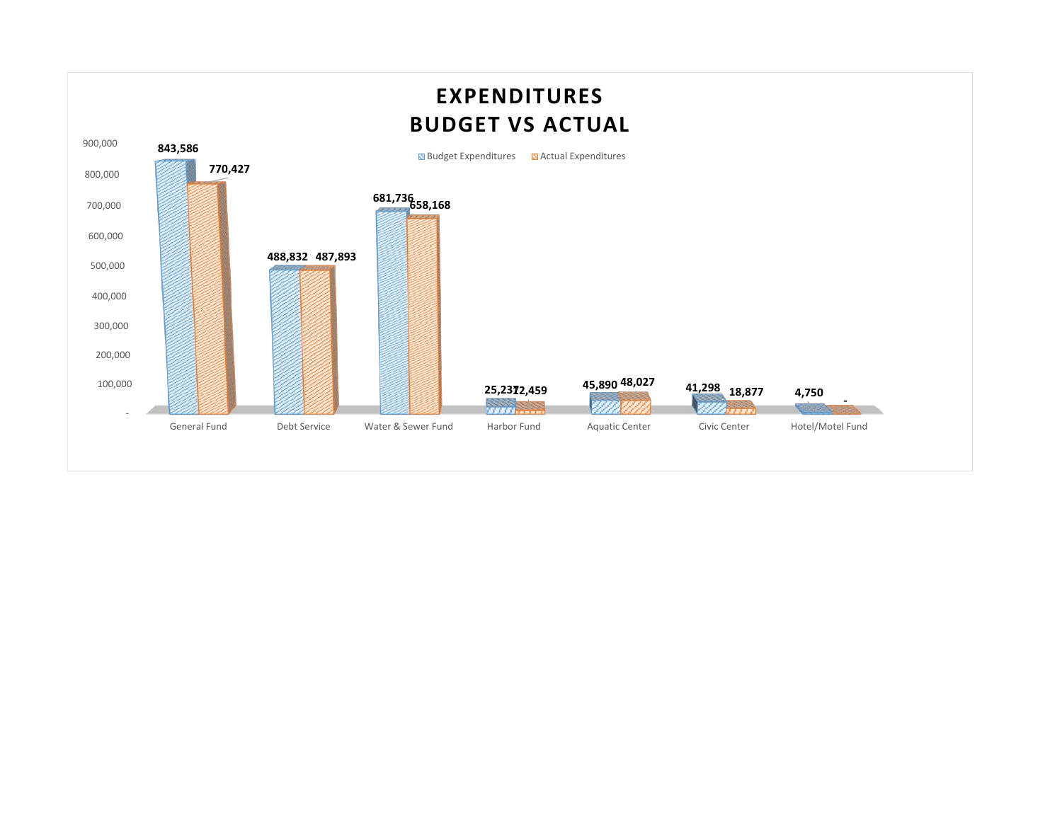# EXPENDITURES
# BUDGET VS ACTUAL

| Fund | Budget Expenditures | Actual Expenditures |
| --- | --- | --- |
| General Fund | 843,586 | 770,427 |
| Debt Service | 488,832 | 487,893 |
| Water & Sewer Fund | 681,736 | 658,168 |
| Harbor Fund | 25,237 | 12,459 |
| Aquatic Center | 45,890 | 48,027 |
| Civic Center | 41,298 | 18,877 |
| Hotel/Motel Fund | 4,750 | - |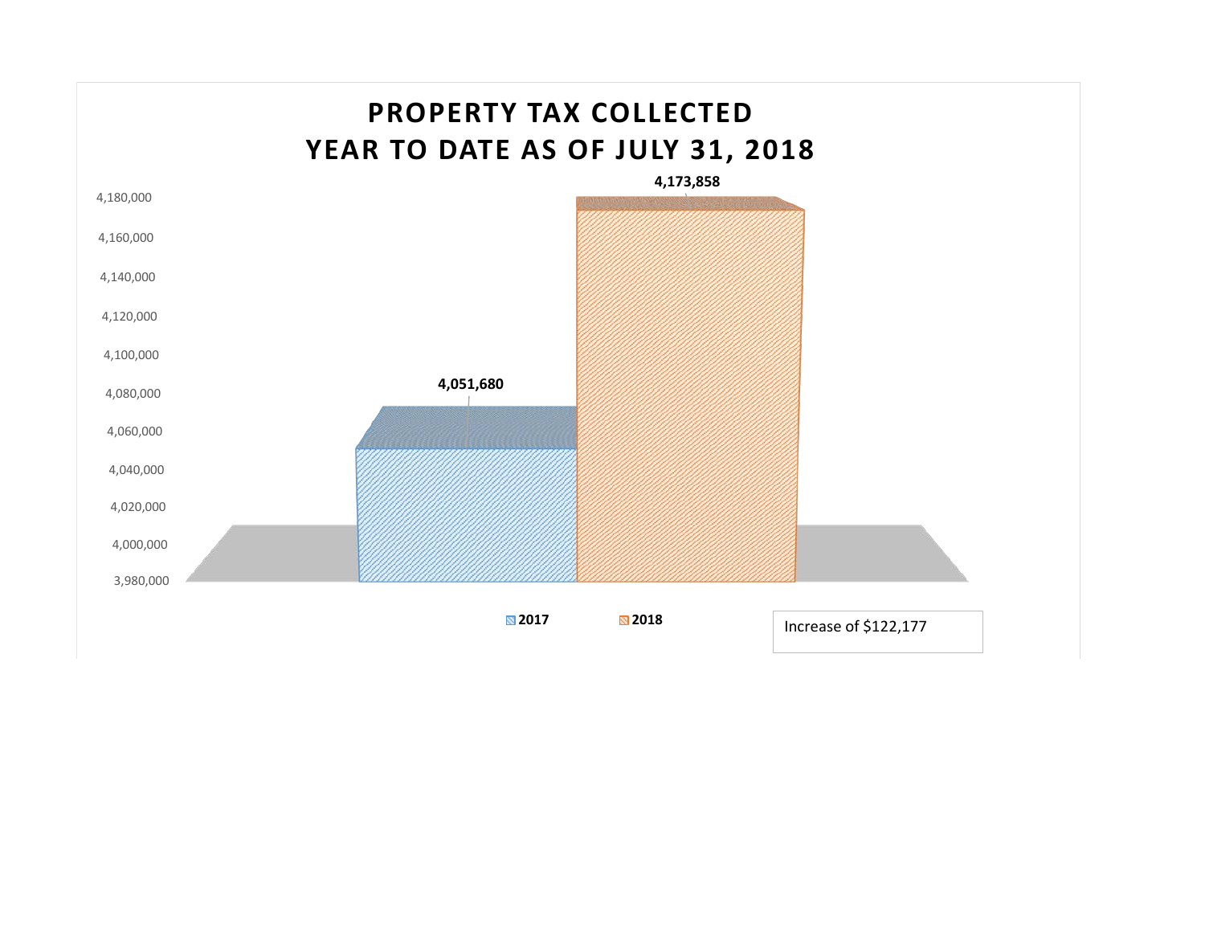# PROPERTY TAX COLLECTED
# YEAR TO DATE AS OF JULY 31, 2018

| Year | Property Tax Collected |
|---|---|
| 2017 | 4,051,680 |
| 2018 | 4,173,858 |

Increase of $122,177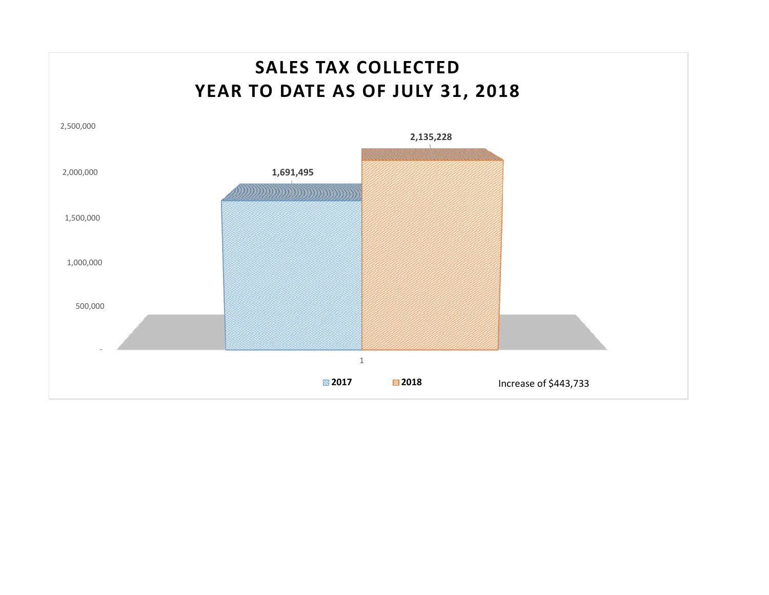# SALES TAX COLLECTED
# YEAR TO DATE AS OF JULY 31, 2018

2,500,000
2,000,000
1,500,000
1,000,000
500,000
-

1,691,495
2,135,228

1

2017
2018

Increase of $443,733